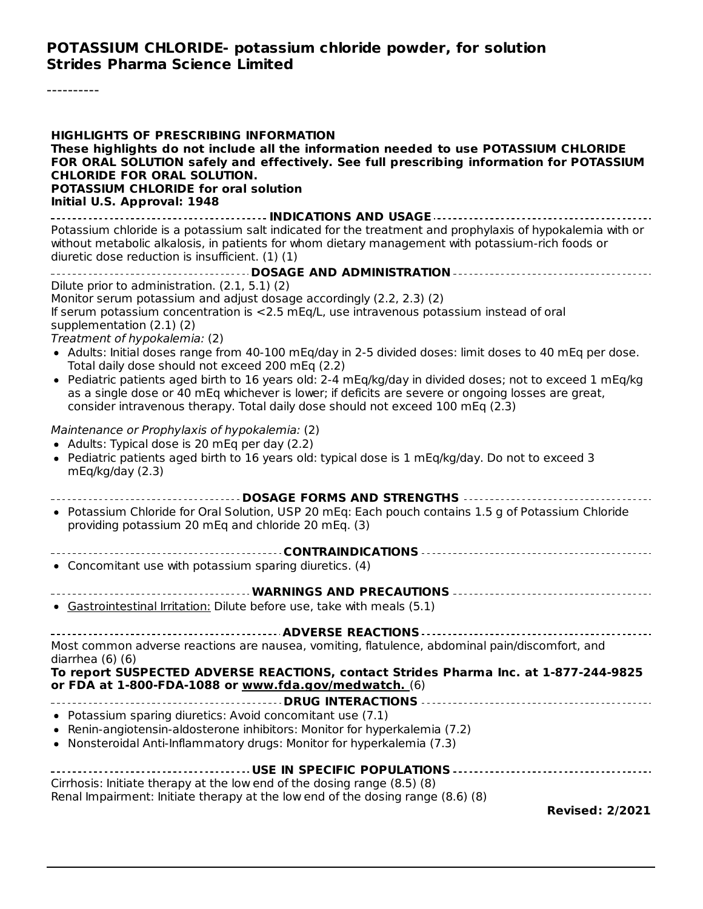# POTASSIUM CHLORIDE- potassium chloride powder, for solution
# Strides Pharma Science Limited

----------

**HIGHLIGHTS OF PRESCRIBING INFORMATION**
**These highlights do not include all the information needed to use POTASSIUM CHLORIDE FOR ORAL SOLUTION safely and effectively. See full prescribing information for POTASSIUM CHLORIDE FOR ORAL SOLUTION.**
**POTASSIUM CHLORIDE for oral solution**
**Initial U.S. Approval: 1948**

## INDICATIONS AND USAGE

Potassium chloride is a potassium salt indicated for the treatment and prophylaxis of hypokalemia with or without metabolic alkalosis, in patients for whom dietary management with potassium-rich foods or diuretic dose reduction is insufficient. (1) (1)

## DOSAGE AND ADMINISTRATION

Dilute prior to administration. (2.1, 5.1) (2)
Monitor serum potassium and adjust dosage accordingly (2.2, 2.3) (2)
If serum potassium concentration is <2.5 mEq/L, use intravenous potassium instead of oral supplementation (2.1) (2)
*Treatment of hypokalemia:* (2)

- Adults: Initial doses range from 40-100 mEq/day in 2-5 divided doses: limit doses to 40 mEq per dose. Total daily dose should not exceed 200 mEq (2.2)
- Pediatric patients aged birth to 16 years old: 2-4 mEq/kg/day in divided doses; not to exceed 1 mEq/kg as a single dose or 40 mEq whichever is lower; if deficits are severe or ongoing losses are great, consider intravenous therapy. Total daily dose should not exceed 100 mEq (2.3)

*Maintenance or Prophylaxis of hypokalemia:* (2)

- Adults: Typical dose is 20 mEq per day (2.2)
- Pediatric patients aged birth to 16 years old: typical dose is 1 mEq/kg/day. Do not to exceed 3 mEq/kg/day (2.3)

## DOSAGE FORMS AND STRENGTHS

- Potassium Chloride for Oral Solution, USP 20 mEq: Each pouch contains 1.5 g of Potassium Chloride providing potassium 20 mEq and chloride 20 mEq. (3)

## CONTRAINDICATIONS

- Concomitant use with potassium sparing diuretics. (4)

## WARNINGS AND PRECAUTIONS

- Gastrointestinal Irritation: Dilute before use, take with meals (5.1)

## ADVERSE REACTIONS

Most common adverse reactions are nausea, vomiting, flatulence, abdominal pain/discomfort, and diarrhea (6) (6)
**To report SUSPECTED ADVERSE REACTIONS, contact Strides Pharma Inc. at 1-877-244-9825 or FDA at 1-800-FDA-1088 or www.fda.gov/medwatch.** (6)

## DRUG INTERACTIONS

- Potassium sparing diuretics: Avoid concomitant use (7.1)
- Renin-angiotensin-aldosterone inhibitors: Monitor for hyperkalemia (7.2)
- Nonsteroidal Anti-Inflammatory drugs: Monitor for hyperkalemia (7.3)

## USE IN SPECIFIC POPULATIONS

Cirrhosis: Initiate therapy at the low end of the dosing range (8.5) (8)
Renal Impairment: Initiate therapy at the low end of the dosing range (8.6) (8)

**Revised: 2/2021**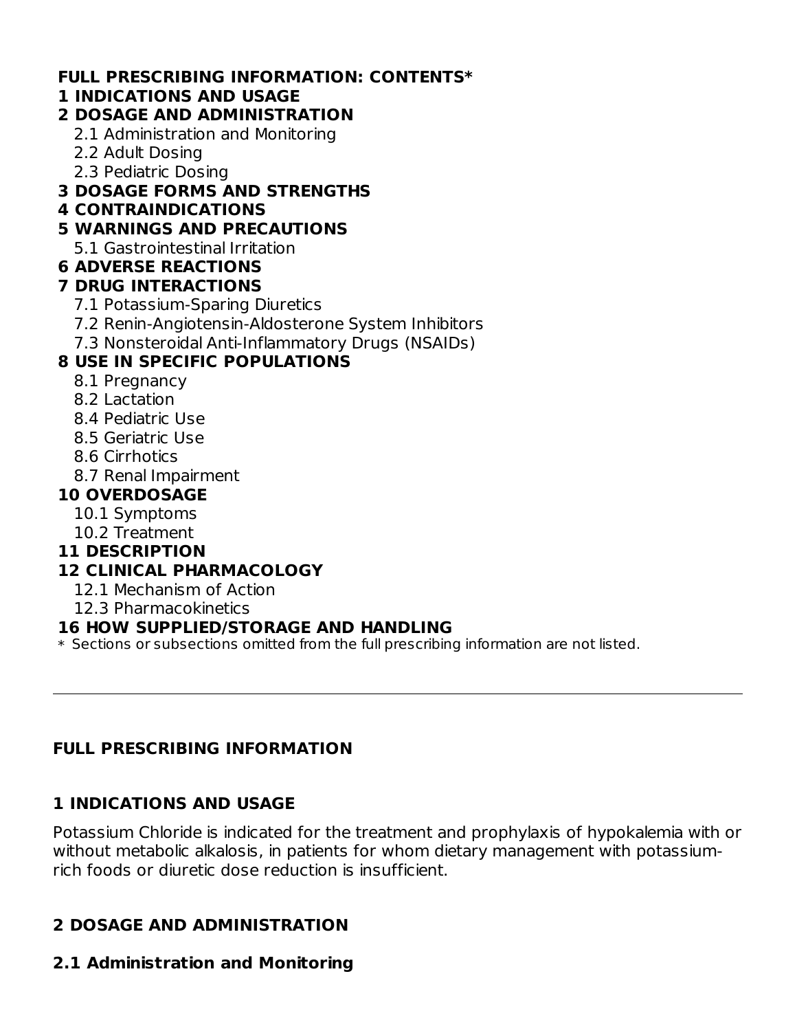**FULL PRESCRIBING INFORMATION: CONTENTS***

**1 INDICATIONS AND USAGE**

**2 DOSAGE AND ADMINISTRATION**

- 2.1 Administration and Monitoring
- 2.2 Adult Dosing
- 2.3 Pediatric Dosing

**3 DOSAGE FORMS AND STRENGTHS**

**4 CONTRAINDICATIONS**

**5 WARNINGS AND PRECAUTIONS**

- 5.1 Gastrointestinal Irritation

**6 ADVERSE REACTIONS**

**7 DRUG INTERACTIONS**

- 7.1 Potassium-Sparing Diuretics
- 7.2 Renin-Angiotensin-Aldosterone System Inhibitors
- 7.3 Nonsteroidal Anti-Inflammatory Drugs (NSAIDs)

**8 USE IN SPECIFIC POPULATIONS**

- 8.1 Pregnancy
- 8.2 Lactation
- 8.4 Pediatric Use
- 8.5 Geriatric Use
- 8.6 Cirrhotics
- 8.7 Renal Impairment

**10 OVERDOSAGE**

- 10.1 Symptoms
- 10.2 Treatment

**11 DESCRIPTION**

**12 CLINICAL PHARMACOLOGY**

- 12.1 Mechanism of Action
- 12.3 Pharmacokinetics

**16 HOW SUPPLIED/STORAGE AND HANDLING**

\* Sections or subsections omitted from the full prescribing information are not listed.

---

## FULL PRESCRIBING INFORMATION

## 1 INDICATIONS AND USAGE

Potassium Chloride is indicated for the treatment and prophylaxis of hypokalemia with or without metabolic alkalosis, in patients for whom dietary management with potassium-rich foods or diuretic dose reduction is insufficient.

## 2 DOSAGE AND ADMINISTRATION

### 2.1 Administration and Monitoring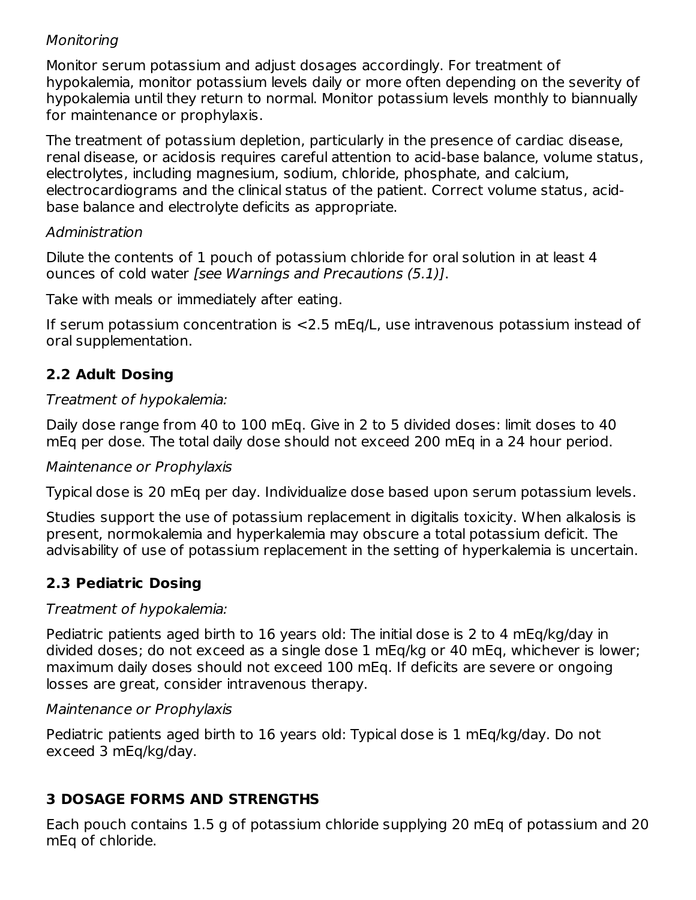*Monitoring*

Monitor serum potassium and adjust dosages accordingly. For treatment of hypokalemia, monitor potassium levels daily or more often depending on the severity of hypokalemia until they return to normal. Monitor potassium levels monthly to biannually for maintenance or prophylaxis.

The treatment of potassium depletion, particularly in the presence of cardiac disease, renal disease, or acidosis requires careful attention to acid-base balance, volume status, electrolytes, including magnesium, sodium, chloride, phosphate, and calcium, electrocardiograms and the clinical status of the patient. Correct volume status, acid-base balance and electrolyte deficits as appropriate.

*Administration*

Dilute the contents of 1 pouch of potassium chloride for oral solution in at least 4 ounces of cold water *[see Warnings and Precautions (5.1)]*.

Take with meals or immediately after eating.

If serum potassium concentration is <2.5 mEq/L, use intravenous potassium instead of oral supplementation.

## 2.2 Adult Dosing

*Treatment of hypokalemia:*

Daily dose range from 40 to 100 mEq. Give in 2 to 5 divided doses: limit doses to 40 mEq per dose. The total daily dose should not exceed 200 mEq in a 24 hour period.

*Maintenance or Prophylaxis*

Typical dose is 20 mEq per day. Individualize dose based upon serum potassium levels.

Studies support the use of potassium replacement in digitalis toxicity. When alkalosis is present, normokalemia and hyperkalemia may obscure a total potassium deficit. The advisability of use of potassium replacement in the setting of hyperkalemia is uncertain.

## 2.3 Pediatric Dosing

*Treatment of hypokalemia:*

Pediatric patients aged birth to 16 years old: The initial dose is 2 to 4 mEq/kg/day in divided doses; do not exceed as a single dose 1 mEq/kg or 40 mEq, whichever is lower; maximum daily doses should not exceed 100 mEq. If deficits are severe or ongoing losses are great, consider intravenous therapy.

*Maintenance or Prophylaxis*

Pediatric patients aged birth to 16 years old: Typical dose is 1 mEq/kg/day. Do not exceed 3 mEq/kg/day.

# 3 DOSAGE FORMS AND STRENGTHS

Each pouch contains 1.5 g of potassium chloride supplying 20 mEq of potassium and 20 mEq of chloride.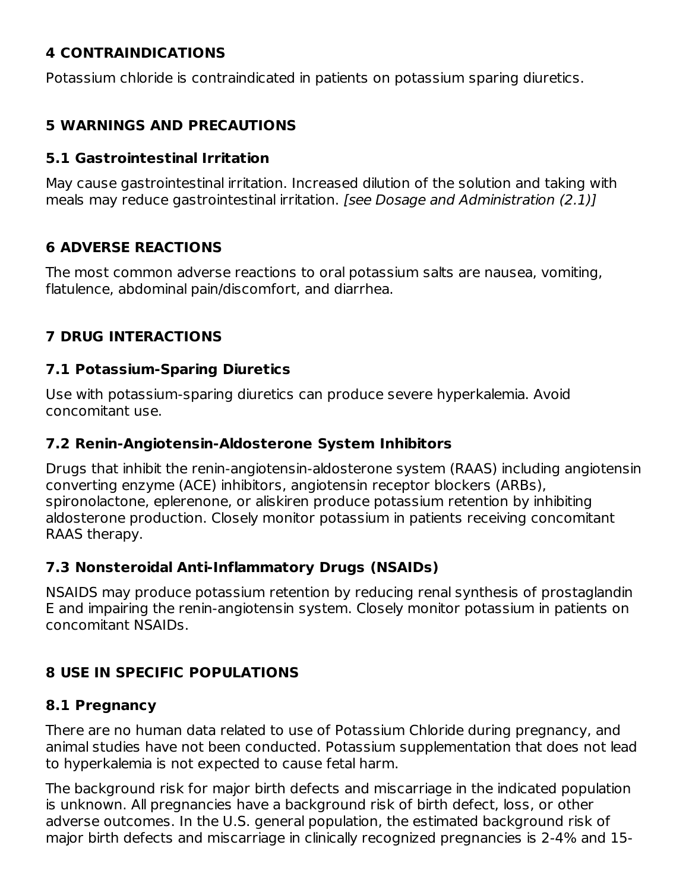## 4 CONTRAINDICATIONS

Potassium chloride is contraindicated in patients on potassium sparing diuretics.

## 5 WARNINGS AND PRECAUTIONS

### 5.1 Gastrointestinal Irritation

May cause gastrointestinal irritation. Increased dilution of the solution and taking with meals may reduce gastrointestinal irritation. *[see Dosage and Administration (2.1)]*

## 6 ADVERSE REACTIONS

The most common adverse reactions to oral potassium salts are nausea, vomiting, flatulence, abdominal pain/discomfort, and diarrhea.

## 7 DRUG INTERACTIONS

### 7.1 Potassium-Sparing Diuretics

Use with potassium-sparing diuretics can produce severe hyperkalemia. Avoid concomitant use.

### 7.2 Renin-Angiotensin-Aldosterone System Inhibitors

Drugs that inhibit the renin-angiotensin-aldosterone system (RAAS) including angiotensin converting enzyme (ACE) inhibitors, angiotensin receptor blockers (ARBs), spironolactone, eplerenone, or aliskiren produce potassium retention by inhibiting aldosterone production. Closely monitor potassium in patients receiving concomitant RAAS therapy.

### 7.3 Nonsteroidal Anti-Inflammatory Drugs (NSAIDs)

NSAIDS may produce potassium retention by reducing renal synthesis of prostaglandin E and impairing the renin-angiotensin system. Closely monitor potassium in patients on concomitant NSAIDs.

## 8 USE IN SPECIFIC POPULATIONS

### 8.1 Pregnancy

There are no human data related to use of Potassium Chloride during pregnancy, and animal studies have not been conducted. Potassium supplementation that does not lead to hyperkalemia is not expected to cause fetal harm.

The background risk for major birth defects and miscarriage in the indicated population is unknown. All pregnancies have a background risk of birth defect, loss, or other adverse outcomes. In the U.S. general population, the estimated background risk of major birth defects and miscarriage in clinically recognized pregnancies is 2-4% and 15-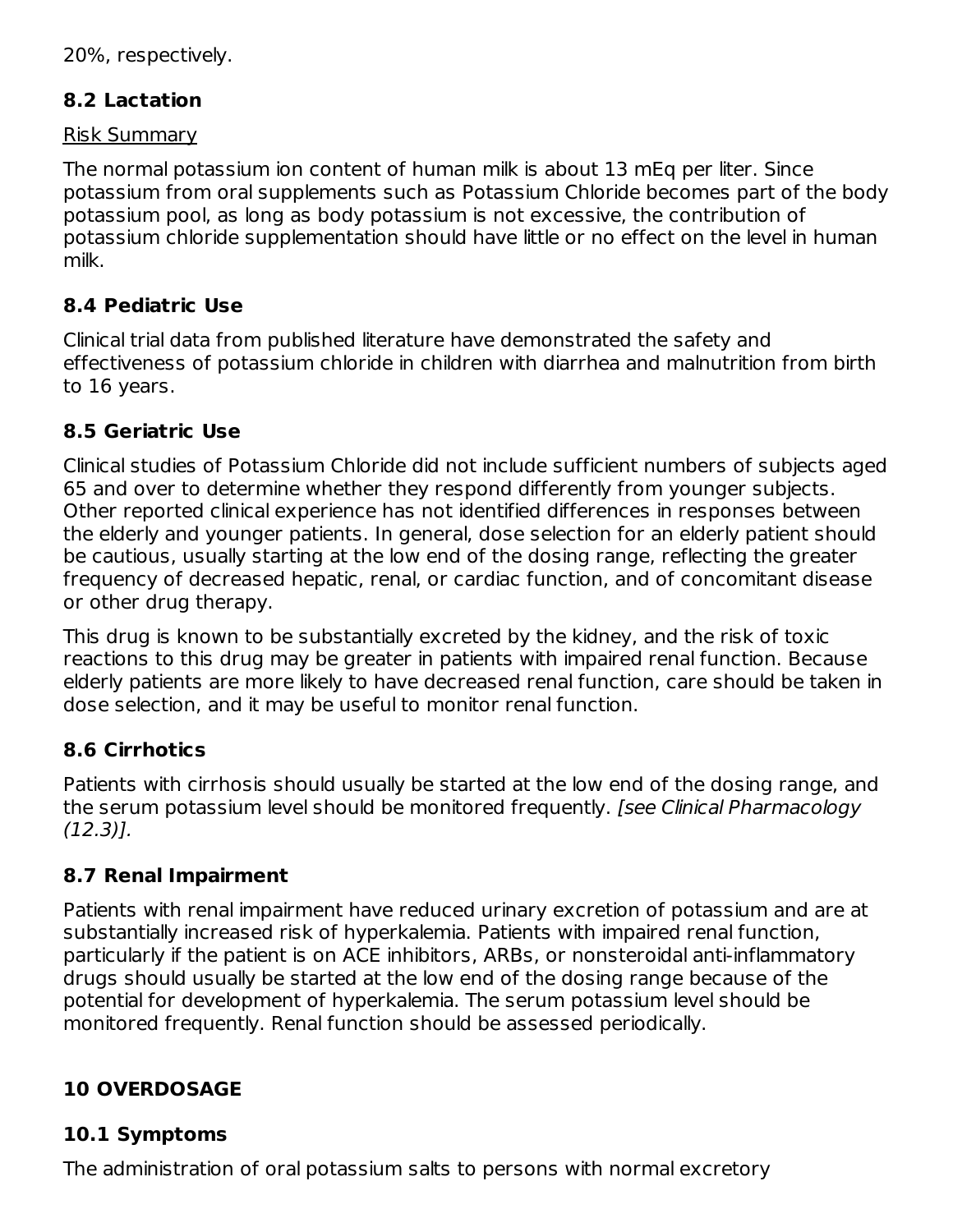20%, respectively.

### 8.2 Lactation

Risk Summary

The normal potassium ion content of human milk is about 13 mEq per liter. Since potassium from oral supplements such as Potassium Chloride becomes part of the body potassium pool, as long as body potassium is not excessive, the contribution of potassium chloride supplementation should have little or no effect on the level in human milk.

### 8.4 Pediatric Use

Clinical trial data from published literature have demonstrated the safety and effectiveness of potassium chloride in children with diarrhea and malnutrition from birth to 16 years.

### 8.5 Geriatric Use

Clinical studies of Potassium Chloride did not include sufficient numbers of subjects aged 65 and over to determine whether they respond differently from younger subjects. Other reported clinical experience has not identified differences in responses between the elderly and younger patients. In general, dose selection for an elderly patient should be cautious, usually starting at the low end of the dosing range, reflecting the greater frequency of decreased hepatic, renal, or cardiac function, and of concomitant disease or other drug therapy.

This drug is known to be substantially excreted by the kidney, and the risk of toxic reactions to this drug may be greater in patients with impaired renal function. Because elderly patients are more likely to have decreased renal function, care should be taken in dose selection, and it may be useful to monitor renal function.

### 8.6 Cirrhotics

Patients with cirrhosis should usually be started at the low end of the dosing range, and the serum potassium level should be monitored frequently. *[see Clinical Pharmacology (12.3)].*

### 8.7 Renal Impairment

Patients with renal impairment have reduced urinary excretion of potassium and are at substantially increased risk of hyperkalemia. Patients with impaired renal function, particularly if the patient is on ACE inhibitors, ARBs, or nonsteroidal anti-inflammatory drugs should usually be started at the low end of the dosing range because of the potential for development of hyperkalemia. The serum potassium level should be monitored frequently. Renal function should be assessed periodically.

## 10 OVERDOSAGE

### 10.1 Symptoms

The administration of oral potassium salts to persons with normal excretory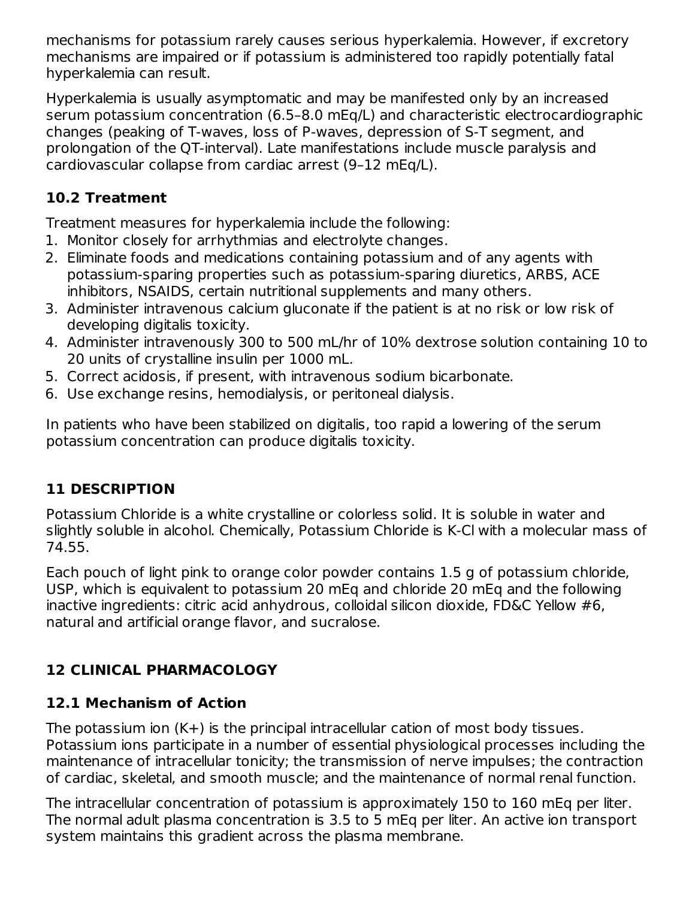mechanisms for potassium rarely causes serious hyperkalemia. However, if excretory mechanisms are impaired or if potassium is administered too rapidly potentially fatal hyperkalemia can result.

Hyperkalemia is usually asymptomatic and may be manifested only by an increased serum potassium concentration (6.5–8.0 mEq/L) and characteristic electrocardiographic changes (peaking of T-waves, loss of P-waves, depression of S-T segment, and prolongation of the QT-interval). Late manifestations include muscle paralysis and cardiovascular collapse from cardiac arrest (9–12 mEq/L).

### 10.2 Treatment

Treatment measures for hyperkalemia include the following:

1. Monitor closely for arrhythmias and electrolyte changes.
2. Eliminate foods and medications containing potassium and of any agents with potassium-sparing properties such as potassium-sparing diuretics, ARBS, ACE inhibitors, NSAIDS, certain nutritional supplements and many others.
3. Administer intravenous calcium gluconate if the patient is at no risk or low risk of developing digitalis toxicity.
4. Administer intravenously 300 to 500 mL/hr of 10% dextrose solution containing 10 to 20 units of crystalline insulin per 1000 mL.
5. Correct acidosis, if present, with intravenous sodium bicarbonate.
6. Use exchange resins, hemodialysis, or peritoneal dialysis.

In patients who have been stabilized on digitalis, too rapid a lowering of the serum potassium concentration can produce digitalis toxicity.

## 11 DESCRIPTION

Potassium Chloride is a white crystalline or colorless solid. It is soluble in water and slightly soluble in alcohol. Chemically, Potassium Chloride is K-Cl with a molecular mass of 74.55.

Each pouch of light pink to orange color powder contains 1.5 g of potassium chloride, USP, which is equivalent to potassium 20 mEq and chloride 20 mEq and the following inactive ingredients: citric acid anhydrous, colloidal silicon dioxide, FD&C Yellow #6, natural and artificial orange flavor, and sucralose.

## 12 CLINICAL PHARMACOLOGY

### 12.1 Mechanism of Action

The potassium ion ($K^+$) is the principal intracellular cation of most body tissues. Potassium ions participate in a number of essential physiological processes including the maintenance of intracellular tonicity; the transmission of nerve impulses; the contraction of cardiac, skeletal, and smooth muscle; and the maintenance of normal renal function.

The intracellular concentration of potassium is approximately 150 to 160 mEq per liter. The normal adult plasma concentration is 3.5 to 5 mEq per liter. An active ion transport system maintains this gradient across the plasma membrane.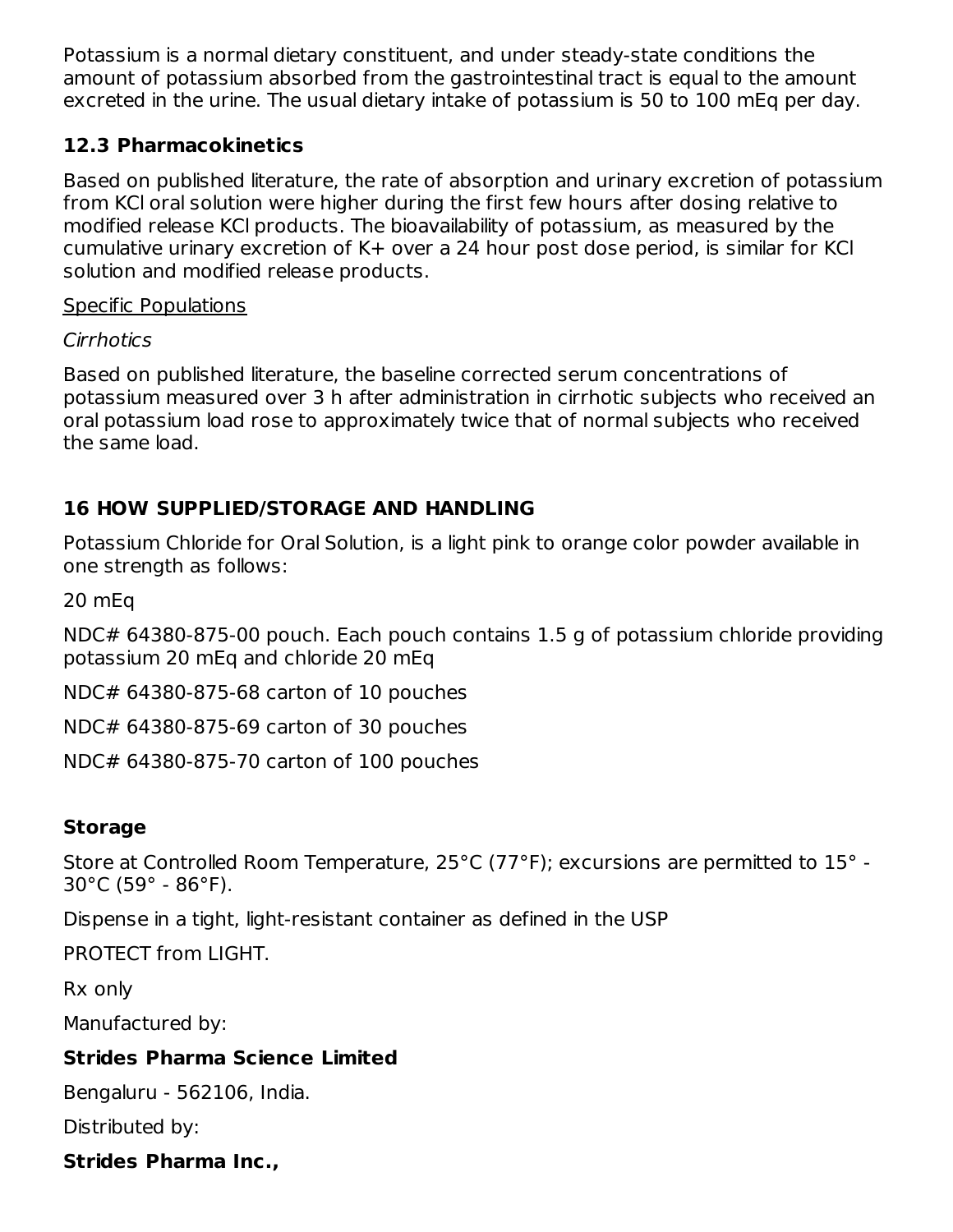Potassium is a normal dietary constituent, and under steady-state conditions the amount of potassium absorbed from the gastrointestinal tract is equal to the amount excreted in the urine. The usual dietary intake of potassium is 50 to 100 mEq per day.

### 12.3 Pharmacokinetics

Based on published literature, the rate of absorption and urinary excretion of potassium from KCl oral solution were higher during the first few hours after dosing relative to modified release KCl products. The bioavailability of potassium, as measured by the cumulative urinary excretion of $K^+$ over a 24 hour post dose period, is similar for KCl solution and modified release products.

Specific Populations

*Cirrhotics*

Based on published literature, the baseline corrected serum concentrations of potassium measured over 3 h after administration in cirrhotic subjects who received an oral potassium load rose to approximately twice that of normal subjects who received the same load.

## 16 HOW SUPPLIED/STORAGE AND HANDLING

Potassium Chloride for Oral Solution, is a light pink to orange color powder available in one strength as follows:

20 mEq

NDC# 64380-875-00 pouch. Each pouch contains 1.5 g of potassium chloride providing potassium 20 mEq and chloride 20 mEq

NDC# 64380-875-68 carton of 10 pouches

NDC# 64380-875-69 carton of 30 pouches

NDC# 64380-875-70 carton of 100 pouches

### Storage

Store at Controlled Room Temperature, 25°C (77°F); excursions are permitted to 15° - 30°C (59° - 86°F).

Dispense in a tight, light-resistant container as defined in the USP

PROTECT from LIGHT.

Rx only

Manufactured by:

**Strides Pharma Science Limited**

Bengaluru - 562106, India.

Distributed by:

**Strides Pharma Inc.,**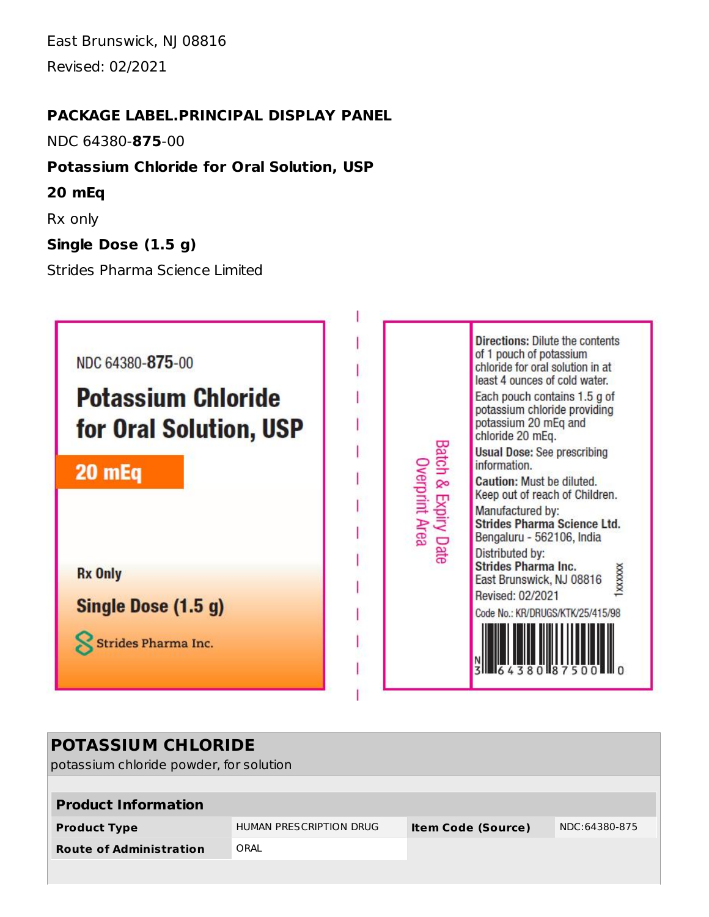East Brunswick, NJ 08816

Revised: 02/2021

**PACKAGE LABEL.PRINCIPAL DISPLAY PANEL**

NDC 64380-**875**-00

**Potassium Chloride for Oral Solution, USP**

**20 mEq**

Rx only

**Single Dose (1.5 g)**

Strides Pharma Science Limited

NDC 64380-**875**-00

**Potassium Chloride for Oral Solution, USP**

**20 mEq**

**Rx Only**

**Single Dose (1.5 g)**

Strides Pharma Inc.

Batch & Expiry Date Overprint Area

**Directions:** Dilute the contents of 1 pouch of potassium chloride for oral solution in at least 4 ounces of cold water.

Each pouch contains 1.5 g of potassium chloride providing potassium 20 mEq and chloride 20 mEq.

**Usual Dose:** See prescribing information.

**Caution:** Must be diluted. Keep out of reach of Children.

Manufactured by:
**Strides Pharma Science Ltd.**
Bengaluru - 562106, India

Distributed by:
**Strides Pharma Inc.**
East Brunswick, NJ 08816

Revised: 02/2021

1xxxxxx

Code No.: KR/DRUGS/KTK/25/415/98

N 3 64380 87500 0

## POTASSIUM CHLORIDE

potassium chloride powder, for solution

| Product Information | | | |
|---|---|---|---|
| **Product Type** | HUMAN PRESCRIPTION DRUG | **Item Code (Source)** | NDC:64380-875 |
| **Route of Administration** | ORAL | | |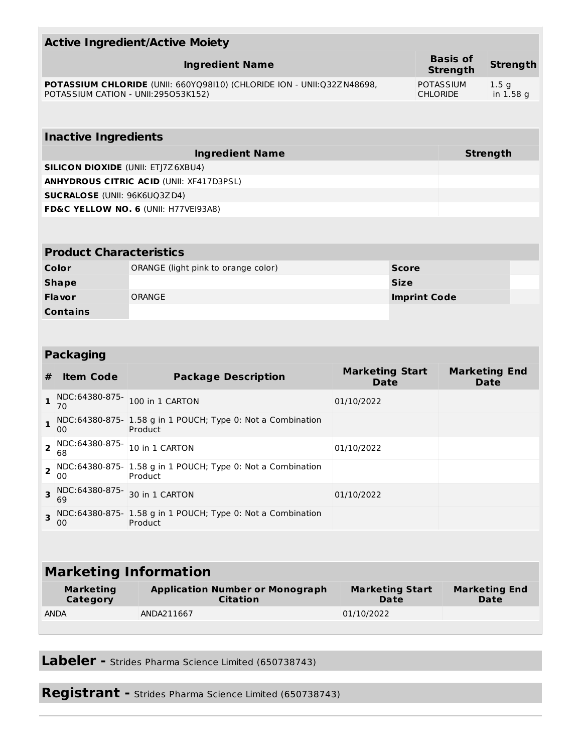## Active Ingredient/Active Moiety

| Ingredient Name | Basis of Strength | Strength |
|---|---|---|
| **POTASSIUM CHLORIDE** (UNII: 660YQ98I10) (CHLORIDE ION - UNII:Q32ZN48698, POTASSIUM CATION - UNII:295O53K152) | POTASSIUM CHLORIDE | 1.5 g in 1.58 g |

## Inactive Ingredients

| Ingredient Name | Strength |
|---|---|
| **SILICON DIOXIDE** (UNII: ETJ7Z6XBU4) | |
| **ANHYDROUS CITRIC ACID** (UNII: XF417D3PSL) | |
| **SUCRALOSE** (UNII: 96K6UQ3ZD4) | |
| **FD&C YELLOW NO. 6** (UNII: H77VEI93A8) | |

## Product Characteristics

| | | | |
|---|---|---|---|
| **Color** | ORANGE (light pink to orange color) | **Score** | |
| **Shape** | | **Size** | |
| **Flavor** | ORANGE | **Imprint Code** | |
| **Contains** | | | |

## Packaging

| # | Item Code | Package Description | Marketing Start Date | Marketing End Date |
|---|---|---|---|---|
| 1 | NDC:64380-875-70 | 100 in 1 CARTON | 01/10/2022 | |
| 1 | NDC:64380-875-00 | 1.58 g in 1 POUCH; Type 0: Not a Combination Product | | |
| 2 | NDC:64380-875-68 | 10 in 1 CARTON | 01/10/2022 | |
| 2 | NDC:64380-875-00 | 1.58 g in 1 POUCH; Type 0: Not a Combination Product | | |
| 3 | NDC:64380-875-69 | 30 in 1 CARTON | 01/10/2022 | |
| 3 | NDC:64380-875-00 | 1.58 g in 1 POUCH; Type 0: Not a Combination Product | | |

## Marketing Information

| Marketing Category | Application Number or Monograph Citation | Marketing Start Date | Marketing End Date |
|---|---|---|---|
| ANDA | ANDA211667 | 01/10/2022 | |

**Labeler -** Strides Pharma Science Limited (650738743)

**Registrant -** Strides Pharma Science Limited (650738743)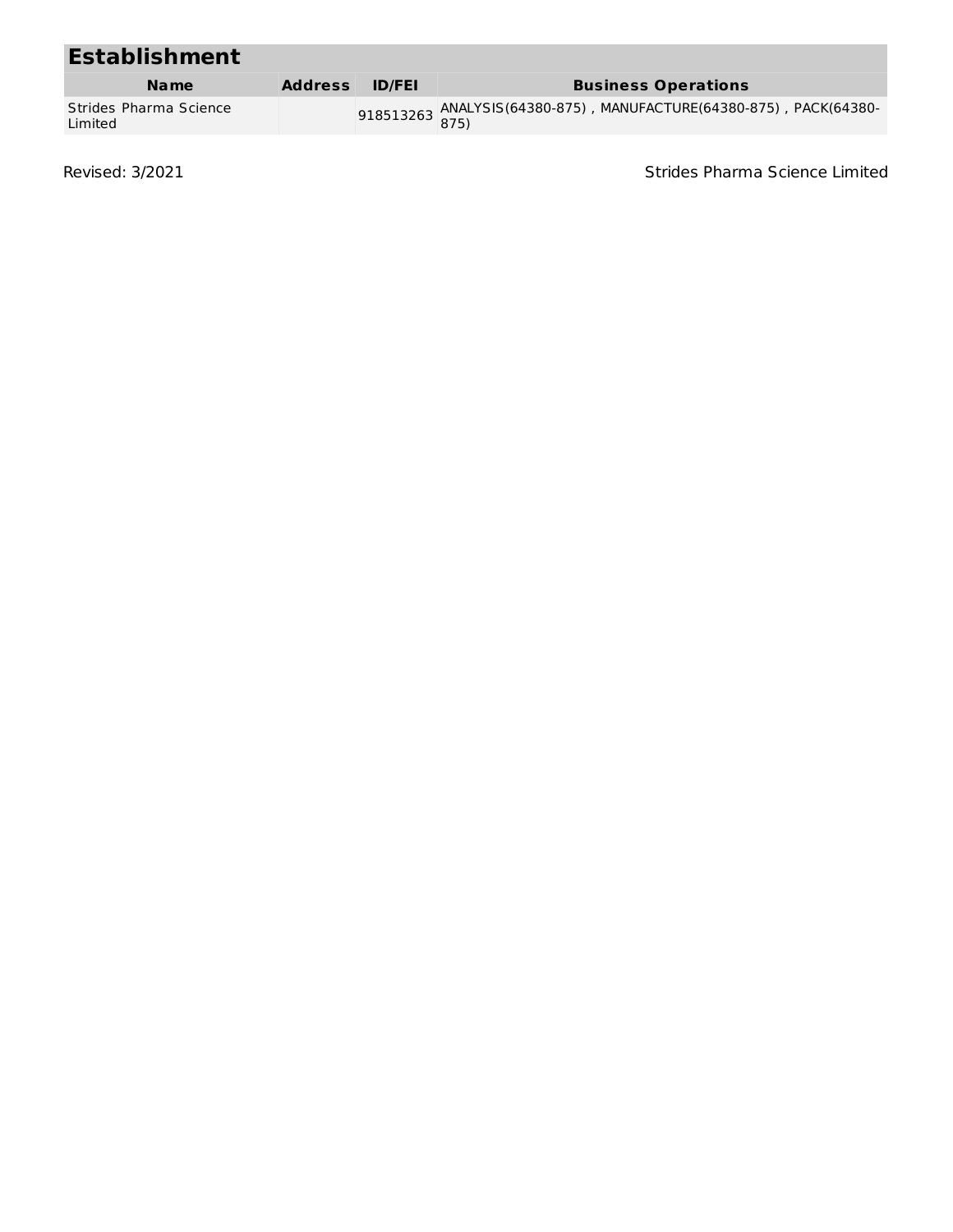## Establishment

| Name | Address | ID/FEI | Business Operations |
| --- | --- | --- | --- |
| Strides Pharma Science Limited | | 918513263 | ANALYSIS(64380-875) , MANUFACTURE(64380-875) , PACK(64380-875) |

Revised: 3/2021

Strides Pharma Science Limited